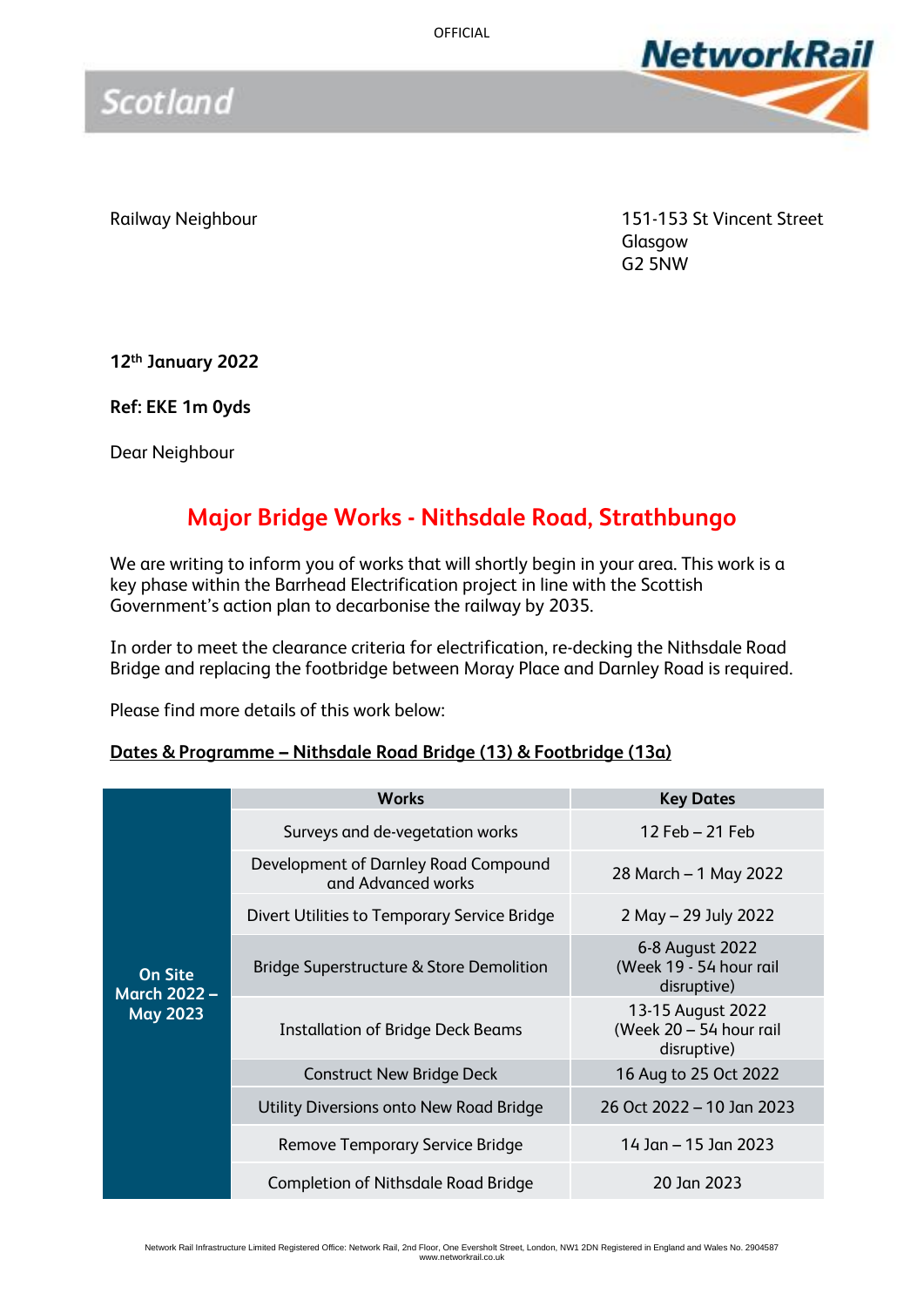Railway Neighbour

151-153 St Vincent Street
Glasgow
G2 5NW

**12th January 2022**

**Ref: EKE 1m 0yds**

Dear Neighbour

## Major Bridge Works - Nithsdale Road, Strathbungo

We are writing to inform you of works that will shortly begin in your area. This work is a key phase within the Barrhead Electrification project in line with the Scottish Government's action plan to decarbonise the railway by 2035.

In order to meet the clearance criteria for electrification, re-decking the Nithsdale Road Bridge and replacing the footbridge between Moray Place and Darnley Road is required.

Please find more details of this work below:

**Dates & Programme – Nithsdale Road Bridge (13) & Footbridge (13a)**

| | Works | Key Dates |
|---|---|---|
| **On Site March 2022 – May 2023** | Surveys and de-vegetation works | 12 Feb – 21 Feb |
| | Development of Darnley Road Compound and Advanced works | 28 March – 1 May 2022 |
| | Divert Utilities to Temporary Service Bridge | 2 May – 29 July 2022 |
| | Bridge Superstructure & Store Demolition | 6-8 August 2022 (Week 19 - 54 hour rail disruptive) |
| | Installation of Bridge Deck Beams | 13-15 August 2022 (Week 20 – 54 hour rail disruptive) |
| | Construct New Bridge Deck | 16 Aug to 25 Oct 2022 |
| | Utility Diversions onto New Road Bridge | 26 Oct 2022 – 10 Jan 2023 |
| | Remove Temporary Service Bridge | 14 Jan – 15 Jan 2023 |
| | Completion of Nithsdale Road Bridge | 20 Jan 2023 |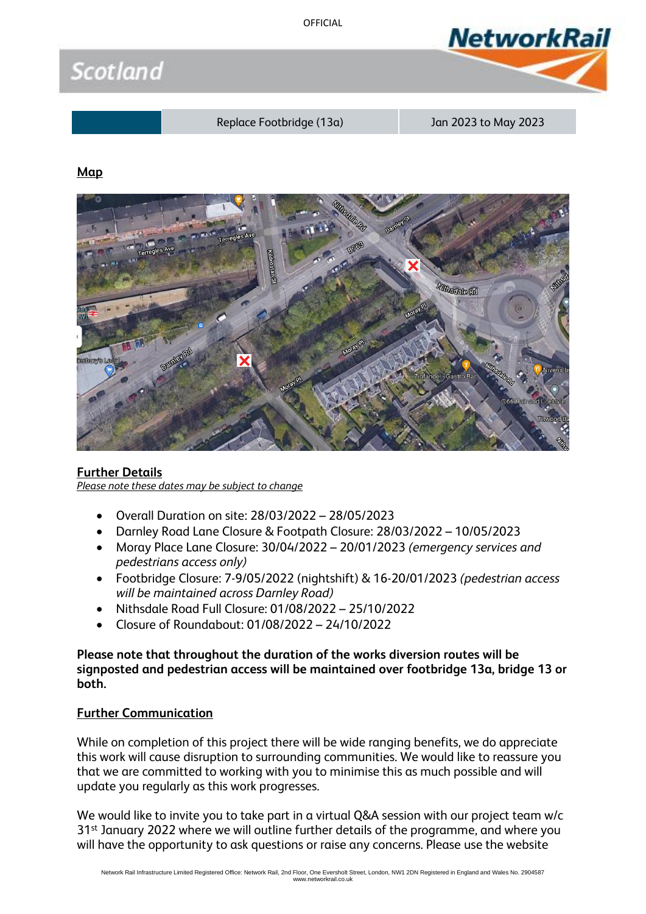| | Replace Footbridge (13a) | Jan 2023 to May 2023 |
|---|---|---|

## Map

## Further Details

*Please note these dates may be subject to change*

- Overall Duration on site: 28/03/2022 – 28/05/2023
- Darnley Road Lane Closure & Footpath Closure: 28/03/2022 – 10/05/2023
- Moray Place Lane Closure: 30/04/2022 – 20/01/2023 *(emergency services and pedestrians access only)*
- Footbridge Closure: 7-9/05/2022 (nightshift) & 16-20/01/2023 *(pedestrian access will be maintained across Darnley Road)*
- Nithsdale Road Full Closure: 01/08/2022 – 25/10/2022
- Closure of Roundabout: 01/08/2022 – 24/10/2022

**Please note that throughout the duration of the works diversion routes will be signposted and pedestrian access will be maintained over footbridge 13a, bridge 13 or both.**

## Further Communication

While on completion of this project there will be wide ranging benefits, we do appreciate this work will cause disruption to surrounding communities. We would like to reassure you that we are committed to working with you to minimise this as much possible and will update you regularly as this work progresses.

We would like to invite you to take part in a virtual Q&A session with our project team w/c 31st January 2022 where we will outline further details of the programme, and where you will have the opportunity to ask questions or raise any concerns. Please use the website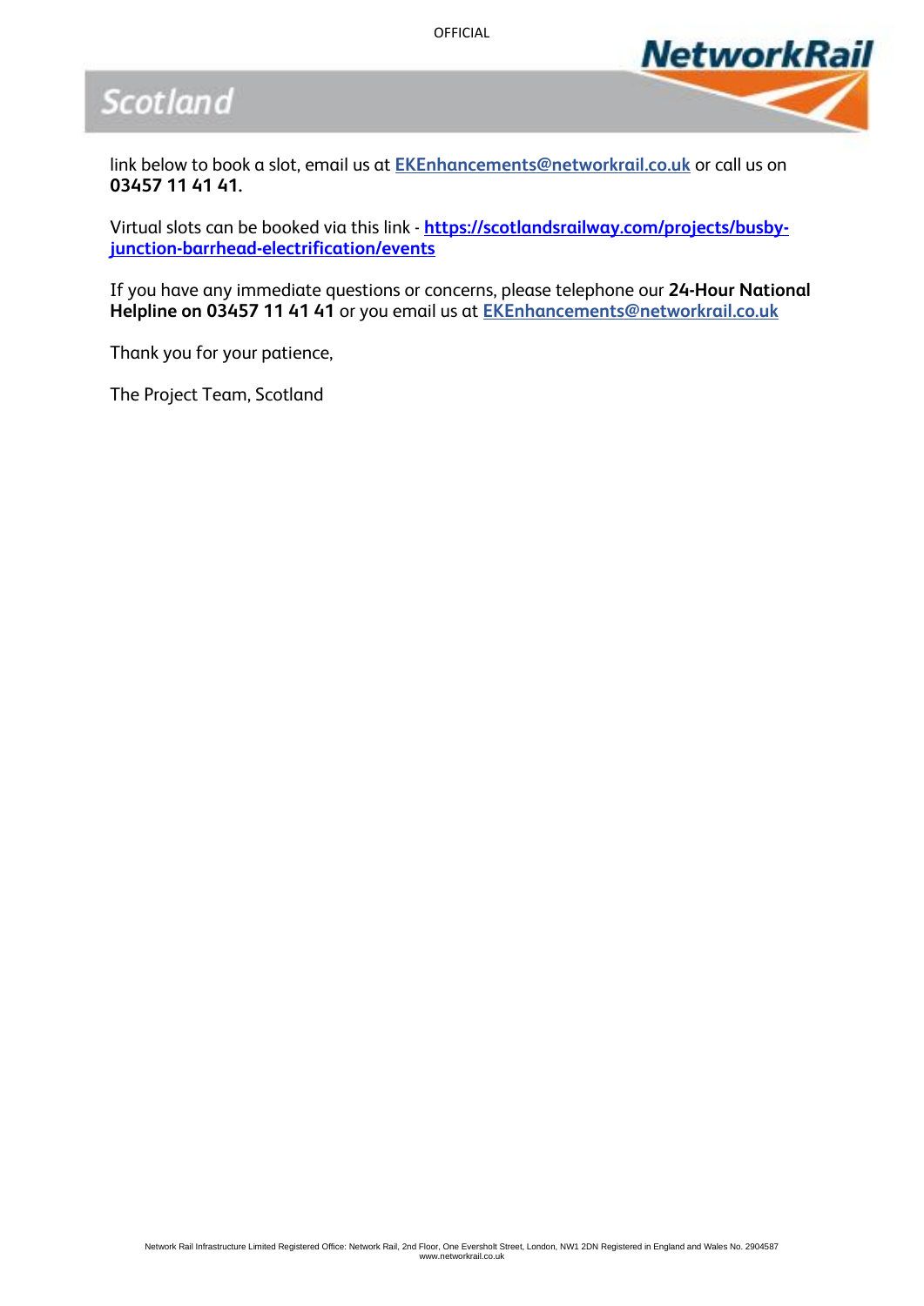link below to book a slot, email us at **EKEnhancements@networkrail.co.uk** or call us on **03457 11 41 41.**

Virtual slots can be booked via this link - **https://scotlandsrailway.com/projects/busby-junction-barrhead-electrification/events**

If you have any immediate questions or concerns, please telephone our **24-Hour National Helpline on 03457 11 41 41** or you email us at **EKEnhancements@networkrail.co.uk**

Thank you for your patience,

The Project Team, Scotland